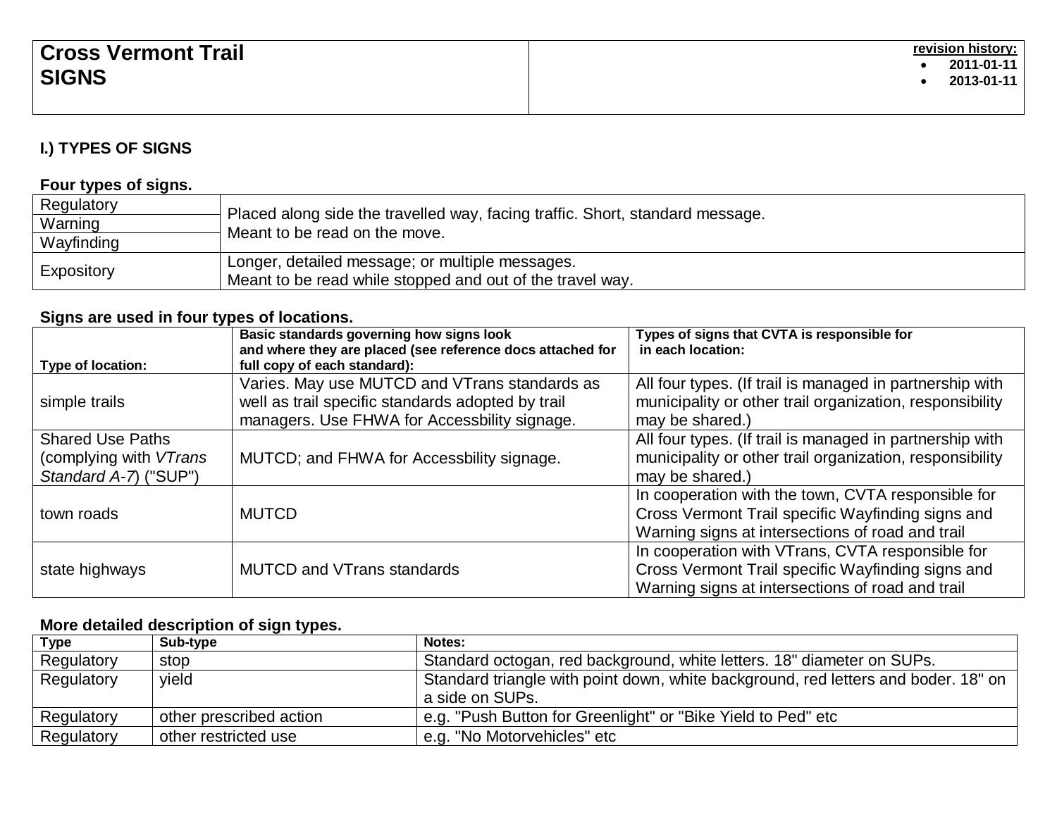| **Cross Vermont Trail**<br>**SIGNS** | **revision history:**<br>• **2011-01-11**<br>• **2013-01-11** |
|---|---|

## I.) TYPES OF SIGNS

**Four types of signs.**

| | |
|---|---|
| Regulatory | Placed along side the travelled way, facing traffic. Short, standard message.<br>Meant to be read on the move. |
| Warning | |
| Wayfinding | |
| Expository | Longer, detailed message; or multiple messages.<br>Meant to be read while stopped and out of the travel way. |

**Signs are used in four types of locations.**

| Type of location: | Basic standards governing how signs look and where they are placed (see reference docs attached for full copy of each standard): | Types of signs that CVTA is responsible for in each location: |
|---|---|---|
| simple trails | Varies. May use MUTCD and VTrans standards as well as trail specific standards adopted by trail managers. Use FHWA for Accessbility signage. | All four types. (If trail is managed in partnership with municipality or other trail organization, responsibility may be shared.) |
| Shared Use Paths (complying with *VTrans Standard A-7*) ("SUP") | MUTCD; and FHWA for Accessbility signage. | All four types. (If trail is managed in partnership with municipality or other trail organization, responsibility may be shared.) |
| town roads | MUTCD | In cooperation with the town, CVTA responsible for Cross Vermont Trail specific Wayfinding signs and Warning signs at intersections of road and trail |
| state highways | MUTCD and VTrans standards | In cooperation with VTrans, CVTA responsible for Cross Vermont Trail specific Wayfinding signs and Warning signs at intersections of road and trail |

**More detailed description of sign types.**

| Type | Sub-type | Notes: |
|---|---|---|
| Regulatory | stop | Standard octogan, red background, white letters. 18" diameter on SUPs. |
| Regulatory | yield | Standard triangle with point down, white background, red letters and boder. 18" on a side on SUPs. |
| Regulatory | other prescribed action | e.g. "Push Button for Greenlight" or "Bike Yield to Ped" etc |
| Regulatory | other restricted use | e.g. "No Motorvehicles" etc |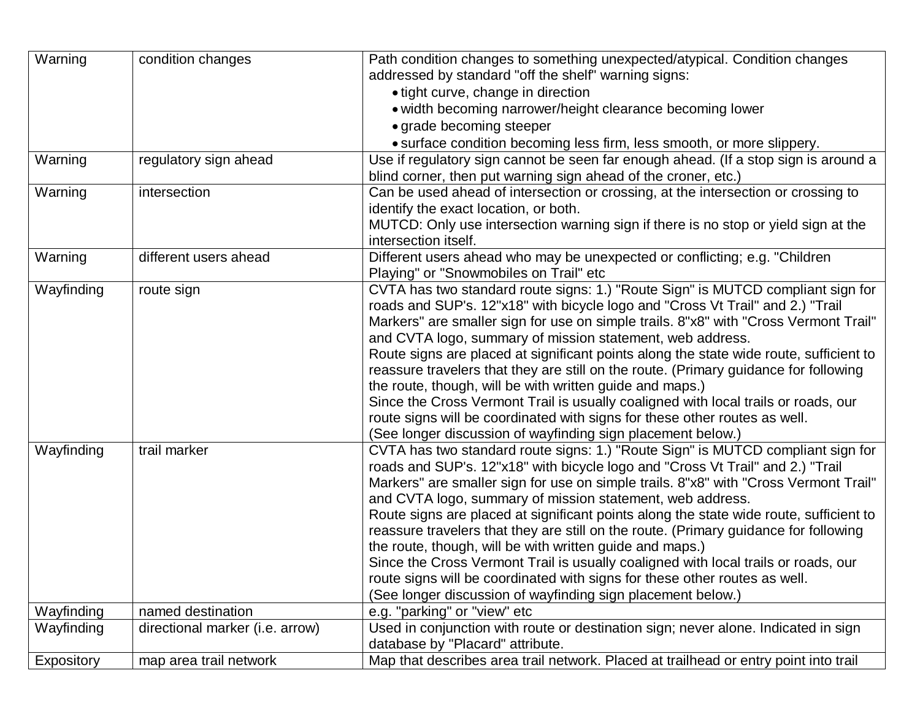| | | |
|---|---|---|
| Warning | condition changes | Path condition changes to something unexpected/atypical. Condition changes addressed by standard "off the shelf" warning signs: <br>• tight curve, change in direction <br>• width becoming narrower/height clearance becoming lower <br>• grade becoming steeper <br>• surface condition becoming less firm, less smooth, or more slippery. |
| Warning | regulatory sign ahead | Use if regulatory sign cannot be seen far enough ahead. (If a stop sign is around a blind corner, then put warning sign ahead of the croner, etc.) |
| Warning | intersection | Can be used ahead of intersection or crossing, at the intersection or crossing to identify the exact location, or both. <br>MUTCD: Only use intersection warning sign if there is no stop or yield sign at the intersection itself. |
| Warning | different users ahead | Different users ahead who may be unexpected or conflicting; e.g. "Children Playing" or "Snowmobiles on Trail" etc |
| Wayfinding | route sign | CVTA has two standard route signs: 1.) "Route Sign" is MUTCD compliant sign for roads and SUP's. 12"x18" with bicycle logo and "Cross Vt Trail" and 2.) "Trail Markers" are smaller sign for use on simple trails. 8"x8" with "Cross Vermont Trail" and CVTA logo, summary of mission statement, web address. <br>Route signs are placed at significant points along the state wide route, sufficient to reassure travelers that they are still on the route. (Primary guidance for following the route, though, will be with written guide and maps.) <br>Since the Cross Vermont Trail is usually coaligned with local trails or roads, our route signs will be coordinated with signs for these other routes as well. <br>(See longer discussion of wayfinding sign placement below.) |
| Wayfinding | trail marker | CVTA has two standard route signs: 1.) "Route Sign" is MUTCD compliant sign for roads and SUP's. 12"x18" with bicycle logo and "Cross Vt Trail" and 2.) "Trail Markers" are smaller sign for use on simple trails. 8"x8" with "Cross Vermont Trail" and CVTA logo, summary of mission statement, web address. <br>Route signs are placed at significant points along the state wide route, sufficient to reassure travelers that they are still on the route. (Primary guidance for following the route, though, will be with written guide and maps.) <br>Since the Cross Vermont Trail is usually coaligned with local trails or roads, our route signs will be coordinated with signs for these other routes as well. <br>(See longer discussion of wayfinding sign placement below.) |
| Wayfinding | named destination | e.g. "parking" or "view" etc |
| Wayfinding | directional marker (i.e. arrow) | Used in conjunction with route or destination sign; never alone. Indicated in sign database by "Placard" attribute. |
| Expository | map area trail network | Map that describes area trail network. Placed at trailhead or entry point into trail |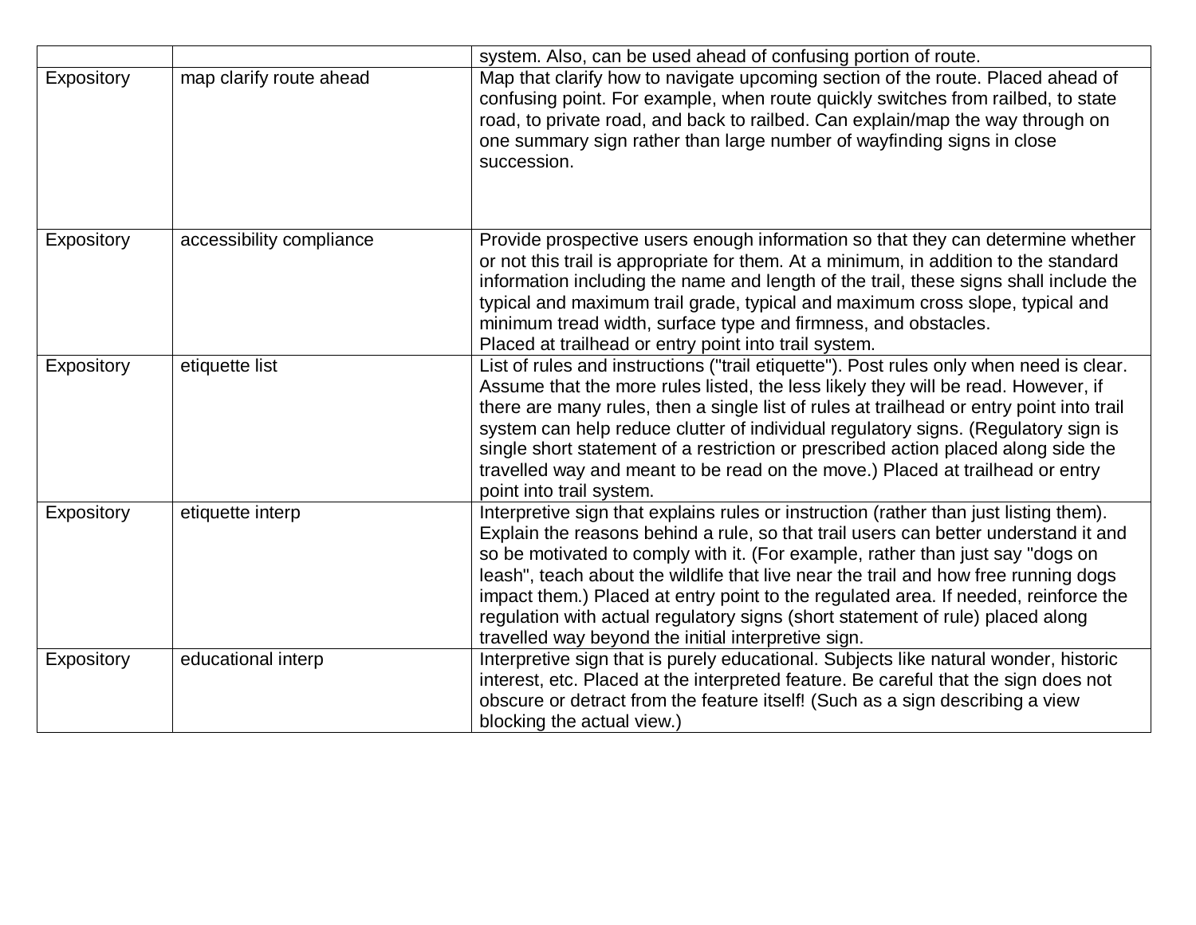| | | |
|---|---|---|
| | | system. Also, can be used ahead of confusing portion of route. |
| Expository | map clarify route ahead | Map that clarify how to navigate upcoming section of the route. Placed ahead of confusing point. For example, when route quickly switches from railbed, to state road, to private road, and back to railbed. Can explain/map the way through on one summary sign rather than large number of wayfinding signs in close succession. |
| Expository | accessibility compliance | Provide prospective users enough information so that they can determine whether or not this trail is appropriate for them. At a minimum, in addition to the standard information including the name and length of the trail, these signs shall include the typical and maximum trail grade, typical and maximum cross slope, typical and minimum tread width, surface type and firmness, and obstacles.<br>Placed at trailhead or entry point into trail system. |
| Expository | etiquette list | List of rules and instructions ("trail etiquette"). Post rules only when need is clear. Assume that the more rules listed, the less likely they will be read. However, if there are many rules, then a single list of rules at trailhead or entry point into trail system can help reduce clutter of individual regulatory signs. (Regulatory sign is single short statement of a restriction or prescribed action placed along side the travelled way and meant to be read on the move.) Placed at trailhead or entry point into trail system. |
| Expository | etiquette interp | Interpretive sign that explains rules or instruction (rather than just listing them). Explain the reasons behind a rule, so that trail users can better understand it and so be motivated to comply with it. (For example, rather than just say "dogs on leash", teach about the wildlife that live near the trail and how free running dogs impact them.) Placed at entry point to the regulated area. If needed, reinforce the regulation with actual regulatory signs (short statement of rule) placed along travelled way beyond the initial interpretive sign. |
| Expository | educational interp | Interpretive sign that is purely educational. Subjects like natural wonder, historic interest, etc. Placed at the interpreted feature. Be careful that the sign does not obscure or detract from the feature itself! (Such as a sign describing a view blocking the actual view.) |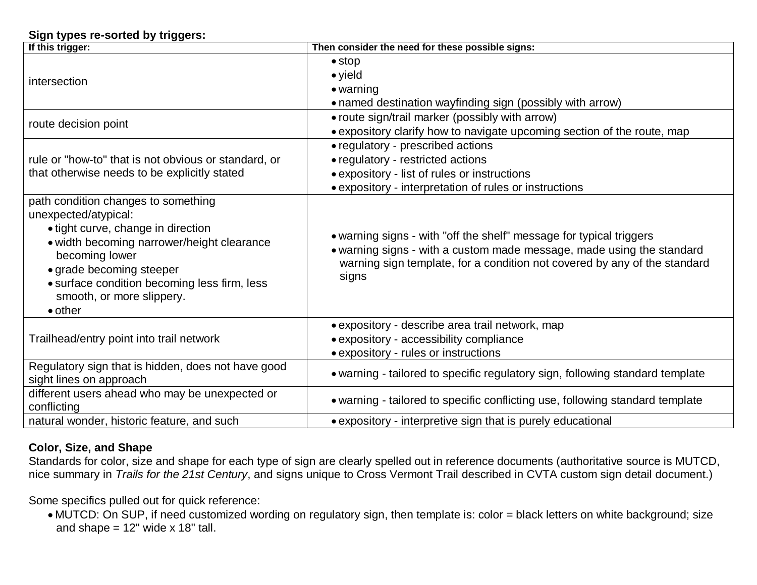**Sign types re-sorted by triggers:**

| If this trigger: | Then consider the need for these possible signs: |
|---|---|
| intersection | • stop<br>• yield<br>• warning<br>• named destination wayfinding sign (possibly with arrow) |
| route decision point | • route sign/trail marker (possibly with arrow)<br>• expository clarify how to navigate upcoming section of the route, map |
| rule or "how-to" that is not obvious or standard, or that otherwise needs to be explicitly stated | • regulatory - prescribed actions<br>• regulatory - restricted actions<br>• expository - list of rules or instructions<br>• expository - interpretation of rules or instructions |
| path condition changes to something unexpected/atypical:<br>• tight curve, change in direction<br>• width becoming narrower/height clearance becoming lower<br>• grade becoming steeper<br>• surface condition becoming less firm, less smooth, or more slippery.<br>• other | • warning signs - with "off the shelf" message for typical triggers<br>• warning signs - with a custom made message, made using the standard warning sign template, for a condition not covered by any of the standard signs |
| Trailhead/entry point into trail network | • expository - describe area trail network, map<br>• expository - accessibility compliance<br>• expository - rules or instructions |
| Regulatory sign that is hidden, does not have good sight lines on approach | • warning - tailored to specific regulatory sign, following standard template |
| different users ahead who may be unexpected or conflicting | • warning - tailored to specific conflicting use, following standard template |
| natural wonder, historic feature, and such | • expository - interpretive sign that is purely educational |

**Color, Size, and Shape**

Standards for color, size and shape for each type of sign are clearly spelled out in reference documents (authoritative source is MUTCD, nice summary in *Trails for the 21st Century*, and signs unique to Cross Vermont Trail described in CVTA custom sign detail document.)

Some specifics pulled out for quick reference:

- MUTCD: On SUP, if need customized wording on regulatory sign, then template is: color = black letters on white background; size and shape = 12" wide x 18" tall.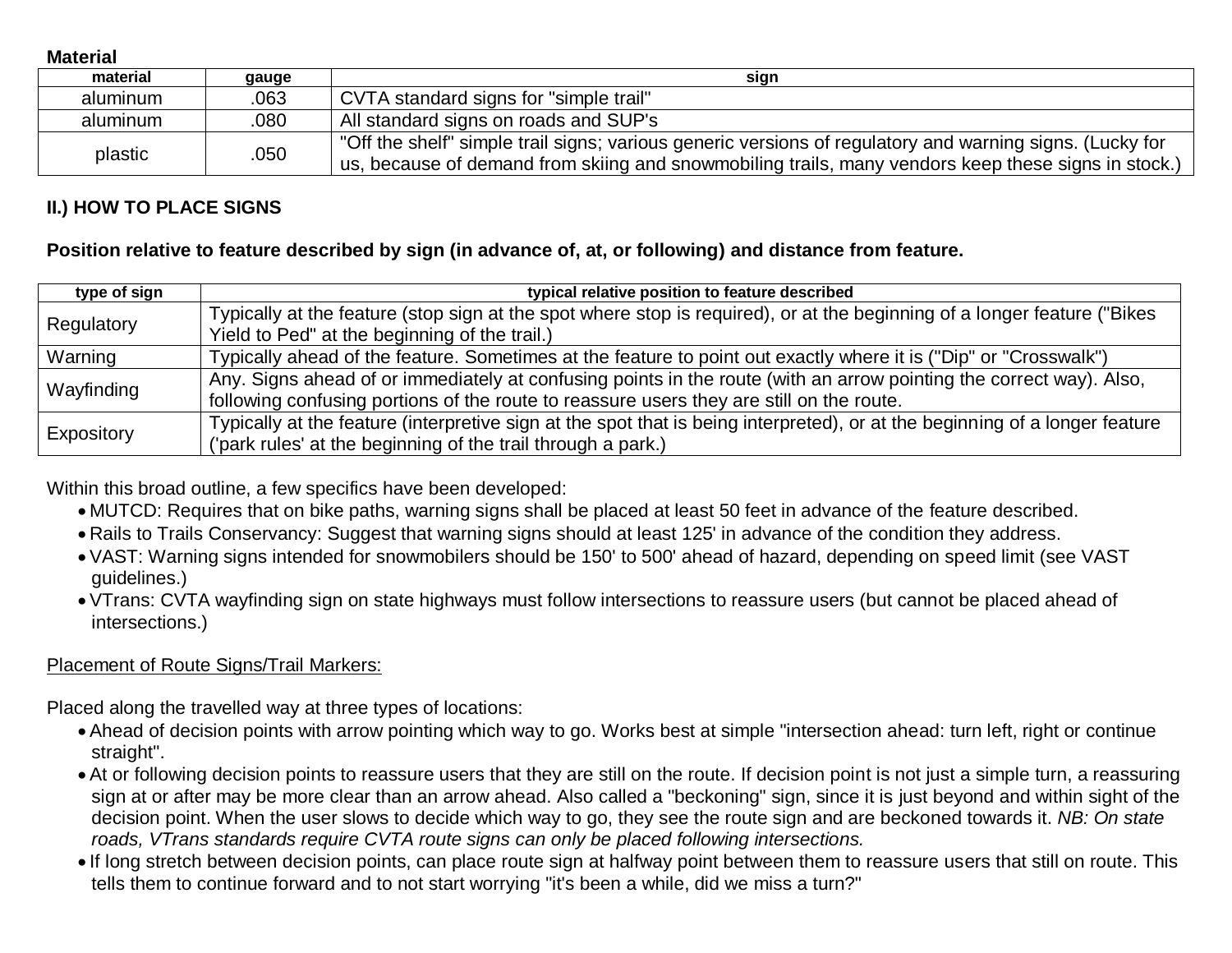**Material**

| material | gauge | sign |
| --- | --- | --- |
| aluminum | .063 | CVTA standard signs for "simple trail" |
| aluminum | .080 | All standard signs on roads and SUP's |
| plastic | .050 | "Off the shelf" simple trail signs; various generic versions of regulatory and warning signs. (Lucky for us, because of demand from skiing and snowmobiling trails, many vendors keep these signs in stock.) |

## II.) HOW TO PLACE SIGNS

**Position relative to feature described by sign (in advance of, at, or following) and distance from feature.**

| type of sign | typical relative position to feature described |
| --- | --- |
| Regulatory | Typically at the feature (stop sign at the spot where stop is required), or at the beginning of a longer feature ("Bikes Yield to Ped" at the beginning of the trail.) |
| Warning | Typically ahead of the feature. Sometimes at the feature to point out exactly where it is ("Dip" or "Crosswalk") |
| Wayfinding | Any. Signs ahead of or immediately at confusing points in the route (with an arrow pointing the correct way). Also, following confusing portions of the route to reassure users they are still on the route. |
| Expository | Typically at the feature (interpretive sign at the spot that is being interpreted), or at the beginning of a longer feature ('park rules' at the beginning of the trail through a park.) |

Within this broad outline, a few specifics have been developed:

- MUTCD: Requires that on bike paths, warning signs shall be placed at least 50 feet in advance of the feature described.
- Rails to Trails Conservancy: Suggest that warning signs should at least 125' in advance of the condition they address.
- VAST: Warning signs intended for snowmobilers should be 150' to 500' ahead of hazard, depending on speed limit (see VAST guidelines.)
- VTrans: CVTA wayfinding sign on state highways must follow intersections to reassure users (but cannot be placed ahead of intersections.)

<u>Placement of Route Signs/Trail Markers:</u>

Placed along the travelled way at three types of locations:

- Ahead of decision points with arrow pointing which way to go. Works best at simple "intersection ahead: turn left, right or continue straight".
- At or following decision points to reassure users that they are still on the route. If decision point is not just a simple turn, a reassuring sign at or after may be more clear than an arrow ahead. Also called a "beckoning" sign, since it is just beyond and within sight of the decision point. When the user slows to decide which way to go, they see the route sign and are beckoned towards it. *NB: On state roads, VTrans standards require CVTA route signs can only be placed following intersections.*
- If long stretch between decision points, can place route sign at halfway point between them to reassure users that still on route. This tells them to continue forward and to not start worrying "it's been a while, did we miss a turn?"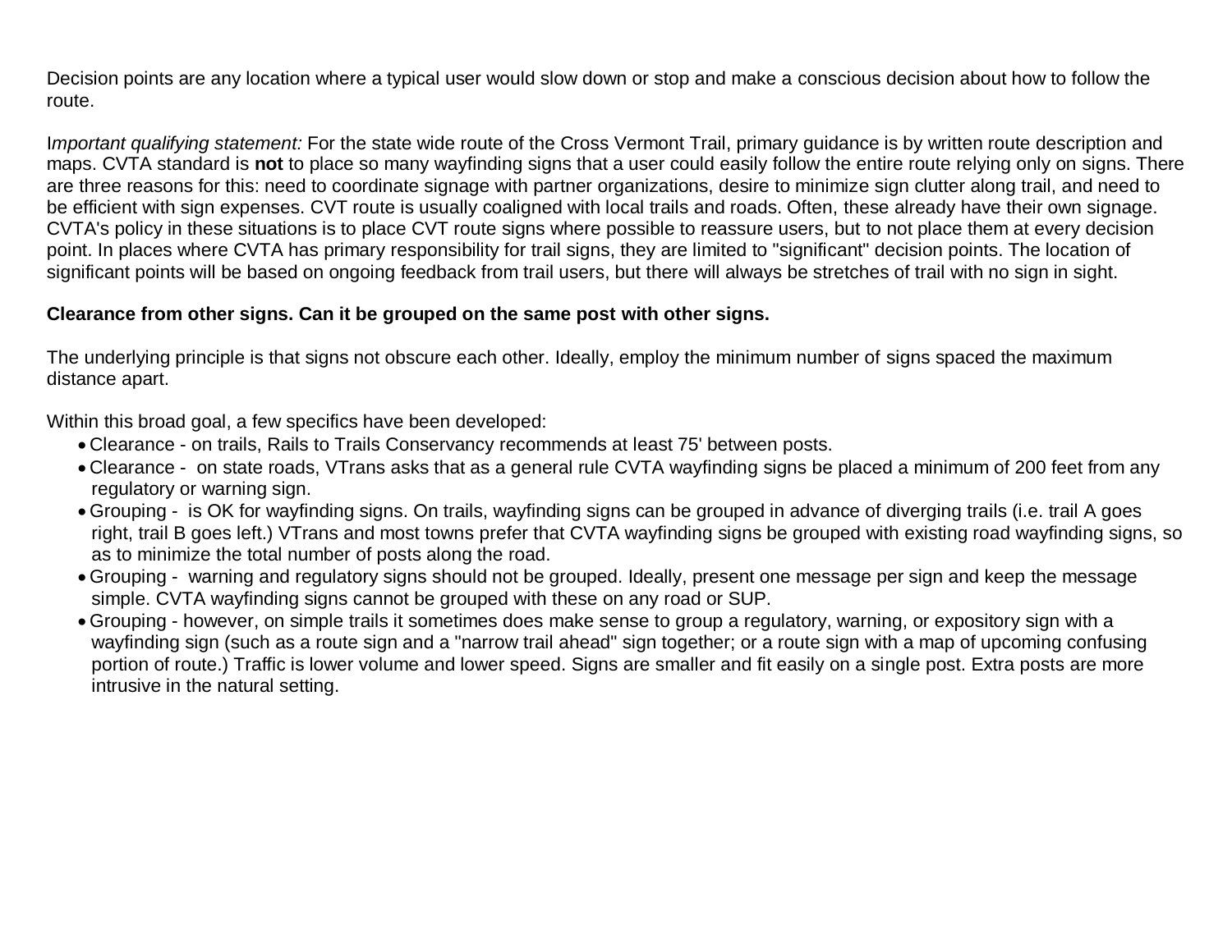Decision points are any location where a typical user would slow down or stop and make a conscious decision about how to follow the route.

I*mportant qualifying statement:* For the state wide route of the Cross Vermont Trail, primary guidance is by written route description and maps. CVTA standard is **not** to place so many wayfinding signs that a user could easily follow the entire route relying only on signs. There are three reasons for this: need to coordinate signage with partner organizations, desire to minimize sign clutter along trail, and need to be efficient with sign expenses. CVT route is usually coaligned with local trails and roads. Often, these already have their own signage. CVTA's policy in these situations is to place CVT route signs where possible to reassure users, but to not place them at every decision point. In places where CVTA has primary responsibility for trail signs, they are limited to "significant" decision points. The location of significant points will be based on ongoing feedback from trail users, but there will always be stretches of trail with no sign in sight.

**Clearance from other signs. Can it be grouped on the same post with other signs.**

The underlying principle is that signs not obscure each other. Ideally, employ the minimum number of signs spaced the maximum distance apart.

Within this broad goal, a few specifics have been developed:

- Clearance - on trails, Rails to Trails Conservancy recommends at least 75' between posts.
- Clearance - on state roads, VTrans asks that as a general rule CVTA wayfinding signs be placed a minimum of 200 feet from any regulatory or warning sign.
- Grouping - is OK for wayfinding signs. On trails, wayfinding signs can be grouped in advance of diverging trails (i.e. trail A goes right, trail B goes left.) VTrans and most towns prefer that CVTA wayfinding signs be grouped with existing road wayfinding signs, so as to minimize the total number of posts along the road.
- Grouping - warning and regulatory signs should not be grouped. Ideally, present one message per sign and keep the message simple. CVTA wayfinding signs cannot be grouped with these on any road or SUP.
- Grouping - however, on simple trails it sometimes does make sense to group a regulatory, warning, or expository sign with a wayfinding sign (such as a route sign and a "narrow trail ahead" sign together; or a route sign with a map of upcoming confusing portion of route.) Traffic is lower volume and lower speed. Signs are smaller and fit easily on a single post. Extra posts are more intrusive in the natural setting.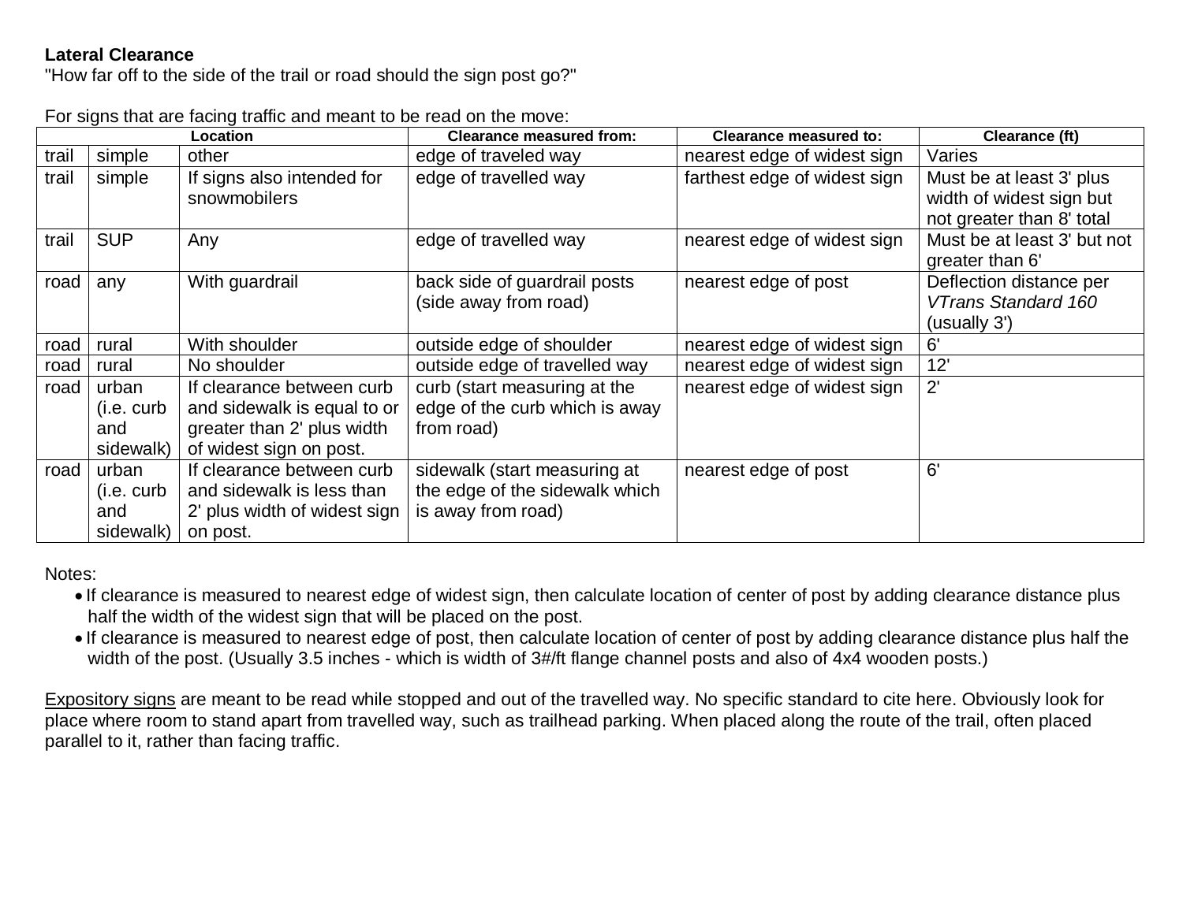**Lateral Clearance**

"How far off to the side of the trail or road should the sign post go?"

For signs that are facing traffic and meant to be read on the move:

| Location | | | Clearance measured from: | Clearance measured to: | Clearance (ft) |
|---|---|---|---|---|---|
| trail | simple | other | edge of traveled way | nearest edge of widest sign | Varies |
| trail | simple | If signs also intended for snowmobilers | edge of travelled way | farthest edge of widest sign | Must be at least 3' plus width of widest sign but not greater than 8' total |
| trail | SUP | Any | edge of travelled way | nearest edge of widest sign | Must be at least 3' but not greater than 6' |
| road | any | With guardrail | back side of guardrail posts (side away from road) | nearest edge of post | Deflection distance per *VTrans Standard 160* (usually 3') |
| road | rural | With shoulder | outside edge of shoulder | nearest edge of widest sign | 6' |
| road | rural | No shoulder | outside edge of travelled way | nearest edge of widest sign | 12' |
| road | urban (i.e. curb and sidewalk) | If clearance between curb and sidewalk is equal to or greater than 2' plus width of widest sign on post. | curb (start measuring at the edge of the curb which is away from road) | nearest edge of widest sign | 2' |
| road | urban (i.e. curb and sidewalk) | If clearance between curb and sidewalk is less than 2' plus width of widest sign on post. | sidewalk (start measuring at the edge of the sidewalk which is away from road) | nearest edge of post | 6' |

Notes:

- If clearance is measured to nearest edge of widest sign, then calculate location of center of post by adding clearance distance plus half the width of the widest sign that will be placed on the post.
- If clearance is measured to nearest edge of post, then calculate location of center of post by adding clearance distance plus half the width of the post. (Usually 3.5 inches - which is width of 3#/ft flange channel posts and also of 4x4 wooden posts.)

Expository signs are meant to be read while stopped and out of the travelled way. No specific standard to cite here. Obviously look for place where room to stand apart from travelled way, such as trailhead parking. When placed along the route of the trail, often placed parallel to it, rather than facing traffic.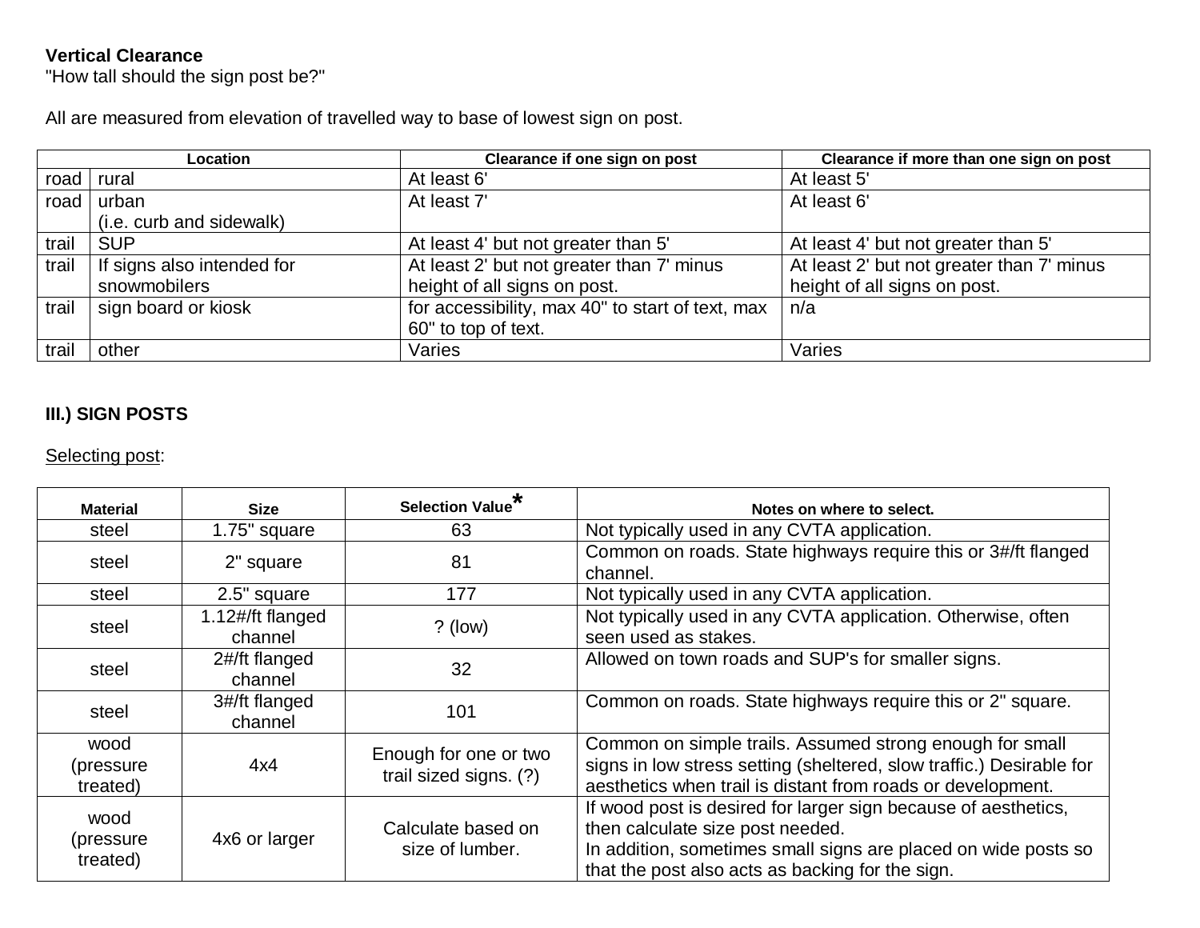**Vertical Clearance**
"How tall should the sign post be?"

All are measured from elevation of travelled way to base of lowest sign on post.

| Location | | Clearance if one sign on post | Clearance if more than one sign on post |
|---|---|---|---|
| road | rural | At least 6' | At least 5' |
| road | urban (i.e. curb and sidewalk) | At least 7' | At least 6' |
| trail | SUP | At least 4' but not greater than 5' | At least 4' but not greater than 5' |
| trail | If signs also intended for snowmobilers | At least 2' but not greater than 7' minus height of all signs on post. | At least 2' but not greater than 7' minus height of all signs on post. |
| trail | sign board or kiosk | for accessibility, max 40" to start of text, max 60" to top of text. | n/a |
| trail | other | Varies | Varies |

**III.) SIGN POSTS**

Selecting post:

| Material | Size | Selection Value* | Notes on where to select. |
|---|---|---|---|
| steel | 1.75" square | 63 | Not typically used in any CVTA application. |
| steel | 2" square | 81 | Common on roads. State highways require this or 3#/ft flanged channel. |
| steel | 2.5" square | 177 | Not typically used in any CVTA application. |
| steel | 1.12#/ft flanged channel | ? (low) | Not typically used in any CVTA application. Otherwise, often seen used as stakes. |
| steel | 2#/ft flanged channel | 32 | Allowed on town roads and SUP's for smaller signs. |
| steel | 3#/ft flanged channel | 101 | Common on roads. State highways require this or 2" square. |
| wood (pressure treated) | 4x4 | Enough for one or two trail sized signs. (?) | Common on simple trails. Assumed strong enough for small signs in low stress setting (sheltered, slow traffic.) Desirable for aesthetics when trail is distant from roads or development. |
| wood (pressure treated) | 4x6 or larger | Calculate based on size of lumber. | If wood post is desired for larger sign because of aesthetics, then calculate size post needed. In addition, sometimes small signs are placed on wide posts so that the post also acts as backing for the sign. |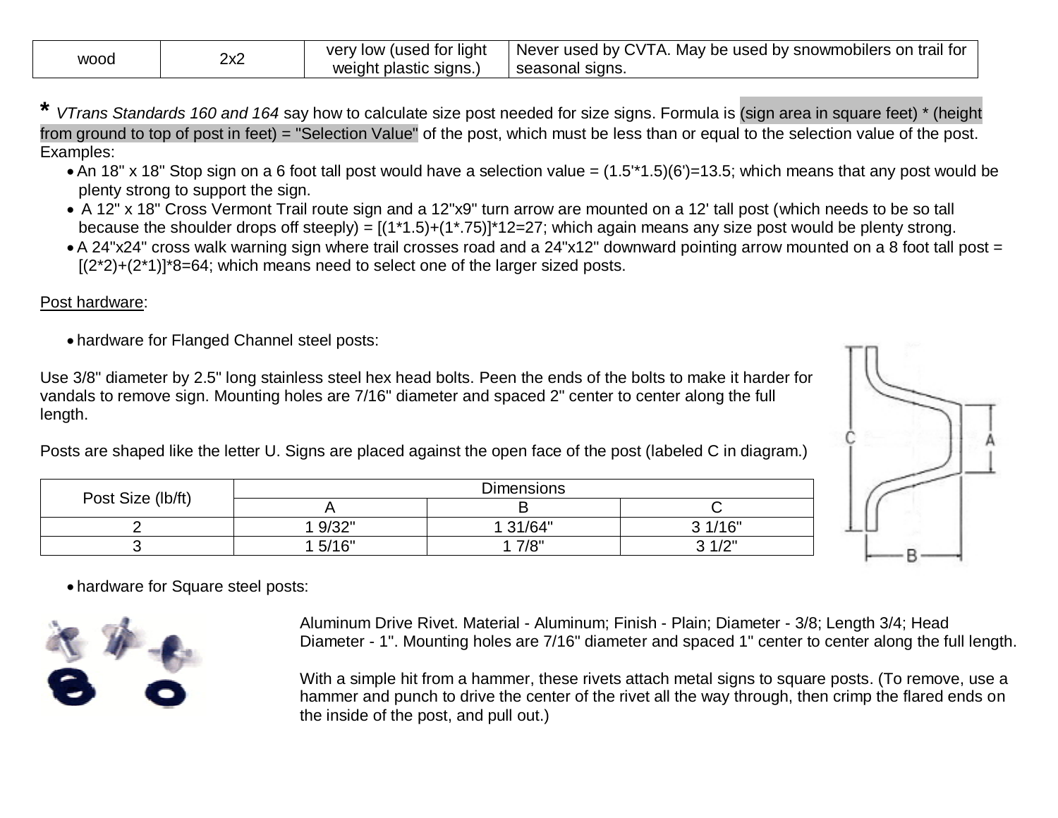| wood | 2x2 | very low (used for light weight plastic signs.) | Never used by CVTA. May be used by snowmobilers on trail for seasonal signs. |
|---|---|---|---|

**\*** *VTrans Standards 160 and 164* say how to calculate size post needed for size signs. Formula is (sign area in square feet) * (height from ground to top of post in feet) = "Selection Value" of the post, which must be less than or equal to the selection value of the post. Examples:

- An 18" x 18" Stop sign on a 6 foot tall post would have a selection value = (1.5'*1.5)(6')=13.5; which means that any post would be plenty strong to support the sign.
- A 12" x 18" Cross Vermont Trail route sign and a 12"x9" turn arrow are mounted on a 12' tall post (which needs to be so tall because the shoulder drops off steeply) = [(1*1.5)+(1*.75)]*12=27; which again means any size post would be plenty strong.
- A 24"x24" cross walk warning sign where trail crosses road and a 24"x12" downward pointing arrow mounted on a 8 foot tall post = [(2*2)+(2*1)]*8=64; which means need to select one of the larger sized posts.

Post hardware:

- hardware for Flanged Channel steel posts:

Use 3/8" diameter by 2.5" long stainless steel hex head bolts. Peen the ends of the bolts to make it harder for vandals to remove sign. Mounting holes are 7/16" diameter and spaced 2" center to center along the full length.

Posts are shaped like the letter U. Signs are placed against the open face of the post (labeled C in diagram.)

| Post Size (lb/ft) | Dimensions | | |
|---|---|---|---|
| | A | B | C |
| 2 | 1 9/32" | 1 31/64" | 3 1/16" |
| 3 | 1 5/16" | 1 7/8" | 3 1/2" |

- hardware for Square steel posts:

Aluminum Drive Rivet. Material - Aluminum; Finish - Plain; Diameter - 3/8; Length 3/4; Head Diameter - 1". Mounting holes are 7/16" diameter and spaced 1" center to center along the full length.

With a simple hit from a hammer, these rivets attach metal signs to square posts. (To remove, use a hammer and punch to drive the center of the rivet all the way through, then crimp the flared ends on the inside of the post, and pull out.)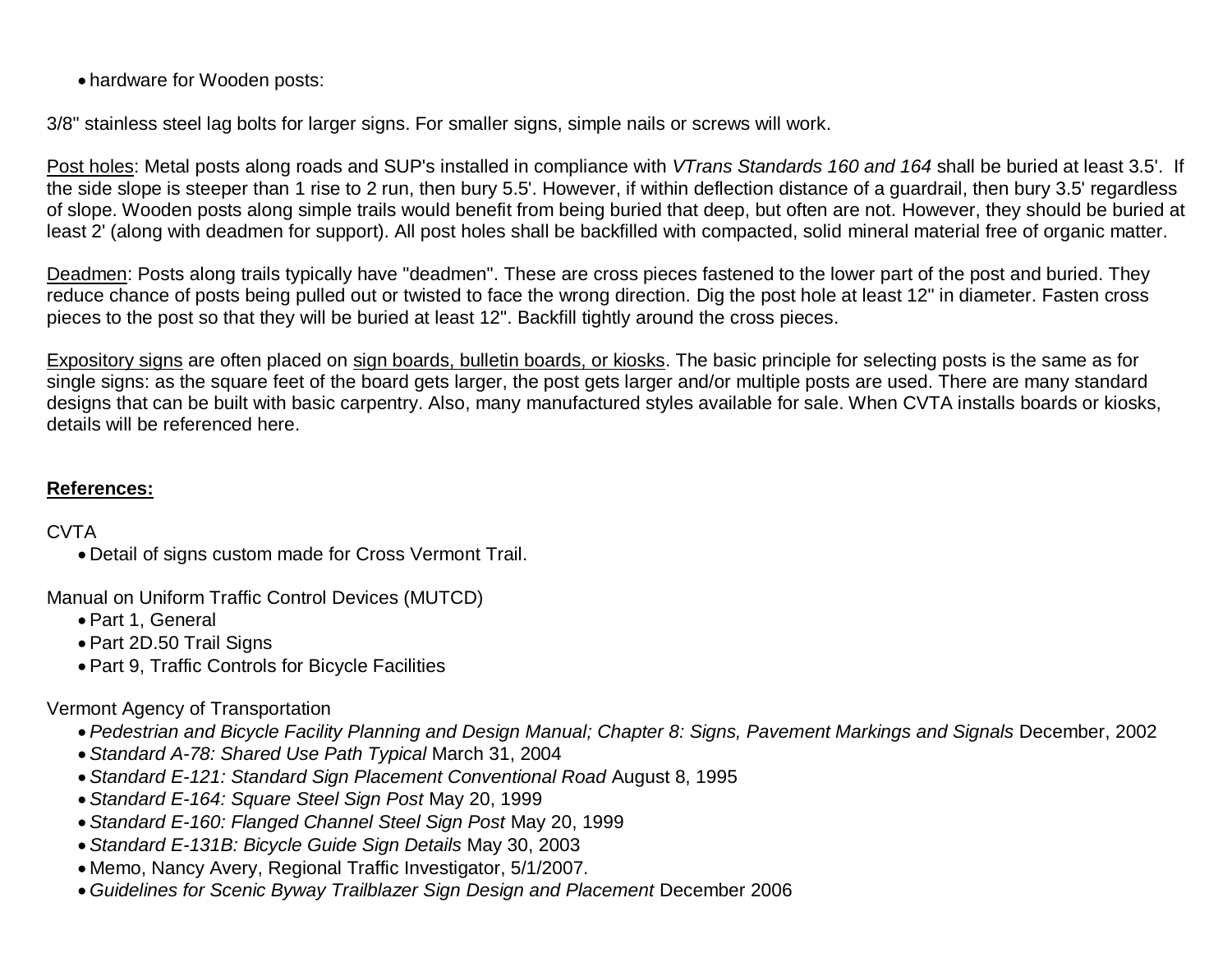- hardware for Wooden posts:

3/8" stainless steel lag bolts for larger signs. For smaller signs, simple nails or screws will work.

Post holes: Metal posts along roads and SUP's installed in compliance with *VTrans Standards 160 and 164* shall be buried at least 3.5'. If the side slope is steeper than 1 rise to 2 run, then bury 5.5'. However, if within deflection distance of a guardrail, then bury 3.5' regardless of slope. Wooden posts along simple trails would benefit from being buried that deep, but often are not. However, they should be buried at least 2' (along with deadmen for support). All post holes shall be backfilled with compacted, solid mineral material free of organic matter.

Deadmen: Posts along trails typically have "deadmen". These are cross pieces fastened to the lower part of the post and buried. They reduce chance of posts being pulled out or twisted to face the wrong direction. Dig the post hole at least 12" in diameter. Fasten cross pieces to the post so that they will be buried at least 12". Backfill tightly around the cross pieces.

Expository signs are often placed on sign boards, bulletin boards, or kiosks. The basic principle for selecting posts is the same as for single signs: as the square feet of the board gets larger, the post gets larger and/or multiple posts are used. There are many standard designs that can be built with basic carpentry. Also, many manufactured styles available for sale. When CVTA installs boards or kiosks, details will be referenced here.

**References:**

CVTA

- Detail of signs custom made for Cross Vermont Trail.

Manual on Uniform Traffic Control Devices (MUTCD)

- Part 1, General
- Part 2D.50 Trail Signs
- Part 9, Traffic Controls for Bicycle Facilities

Vermont Agency of Transportation

- *Pedestrian and Bicycle Facility Planning and Design Manual; Chapter 8: Signs, Pavement Markings and Signals* December, 2002
- *Standard A-78: Shared Use Path Typical* March 31, 2004
- *Standard E-121: Standard Sign Placement Conventional Road* August 8, 1995
- *Standard E-164: Square Steel Sign Post* May 20, 1999
- *Standard E-160: Flanged Channel Steel Sign Post* May 20, 1999
- *Standard E-131B: Bicycle Guide Sign Details* May 30, 2003
- Memo, Nancy Avery, Regional Traffic Investigator, 5/1/2007.
- *Guidelines for Scenic Byway Trailblazer Sign Design and Placement* December 2006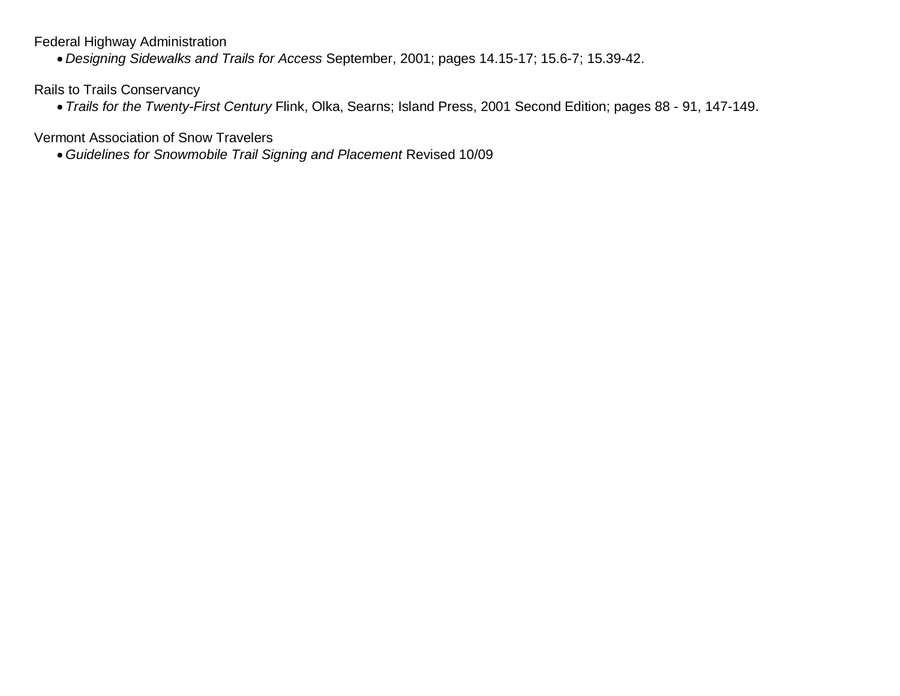Federal Highway Administration

- *Designing Sidewalks and Trails for Access* September, 2001; pages 14.15-17; 15.6-7; 15.39-42.

Rails to Trails Conservancy

- *Trails for the Twenty-First Century* Flink, Olka, Searns; Island Press, 2001 Second Edition; pages 88 - 91, 147-149.

Vermont Association of Snow Travelers

- *Guidelines for Snowmobile Trail Signing and Placement* Revised 10/09